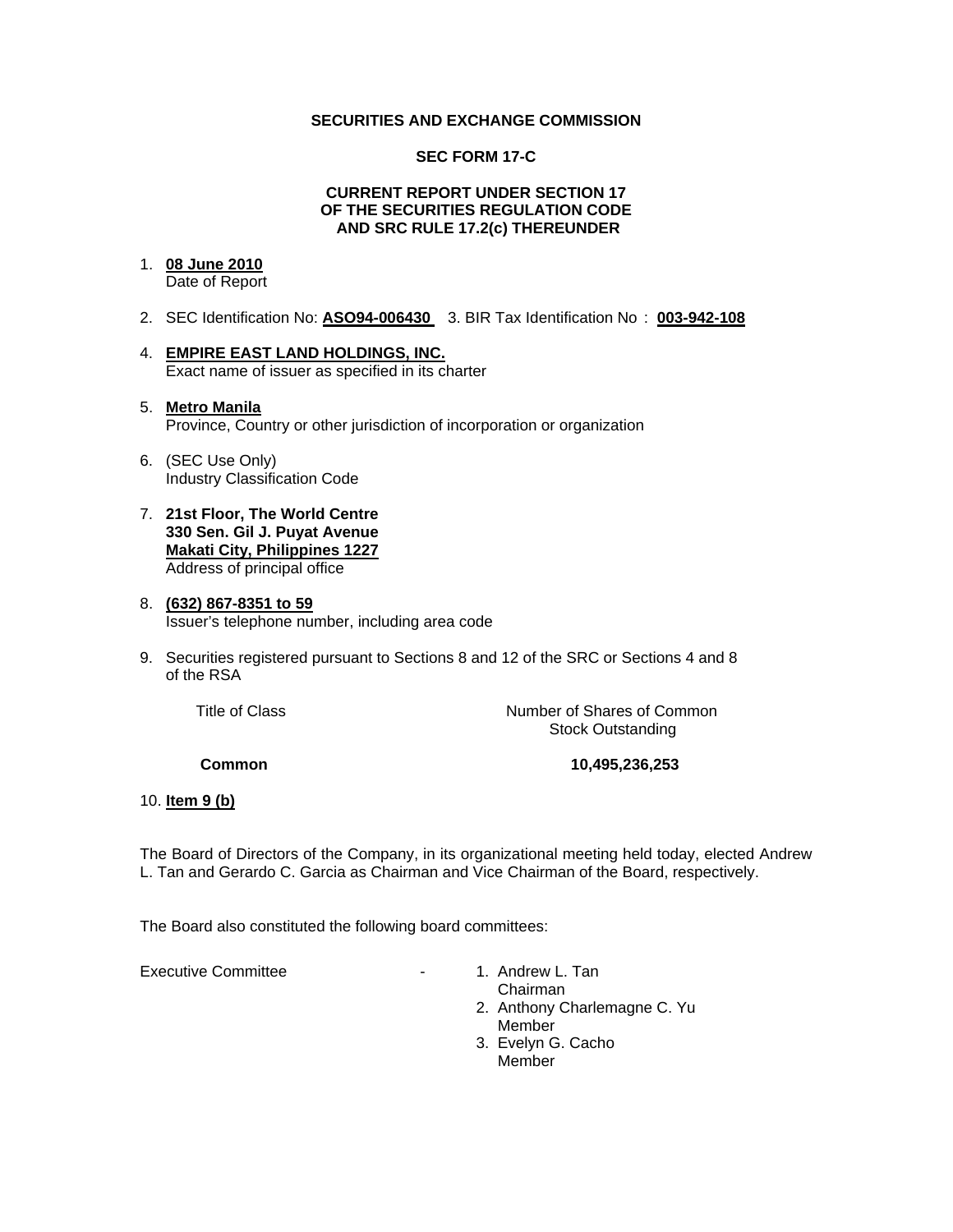**SECURITIES AND EXCHANGE COMMISSION**

**SEC FORM 17-C**

**CURRENT REPORT UNDER SECTION 17
OF THE SECURITIES REGULATION CODE
AND SRC RULE 17.2(c) THEREUNDER**

1. **08 June 2010**
   Date of Report

2. SEC Identification No: **ASO94-006430** 3. BIR Tax Identification No : **003-942-108**

4. **EMPIRE EAST LAND HOLDINGS, INC.**
   Exact name of issuer as specified in its charter

5. **Metro Manila**
   Province, Country or other jurisdiction of incorporation or organization

6. (SEC Use Only)
   Industry Classification Code

7. **21st Floor, The World Centre**
   **330 Sen. Gil J. Puyat Avenue**
   **Makati City, Philippines 1227**
   Address of principal office

8. **(632) 867-8351 to 59**
   Issuer's telephone number, including area code

9. Securities registered pursuant to Sections 8 and 12 of the SRC or Sections 4 and 8 of the RSA

| Title of Class | Number of Shares of Common Stock Outstanding |
|---|---|
| **Common** | **10,495,236,253** |

10. **Item 9 (b)**

The Board of Directors of the Company, in its organizational meeting held today, elected Andrew L. Tan and Gerardo C. Garcia as Chairman and Vice Chairman of the Board, respectively.

The Board also constituted the following board committees:

Executive Committee -

1. Andrew L. Tan
   Chairman
2. Anthony Charlemagne C. Yu
   Member
3. Evelyn G. Cacho
   Member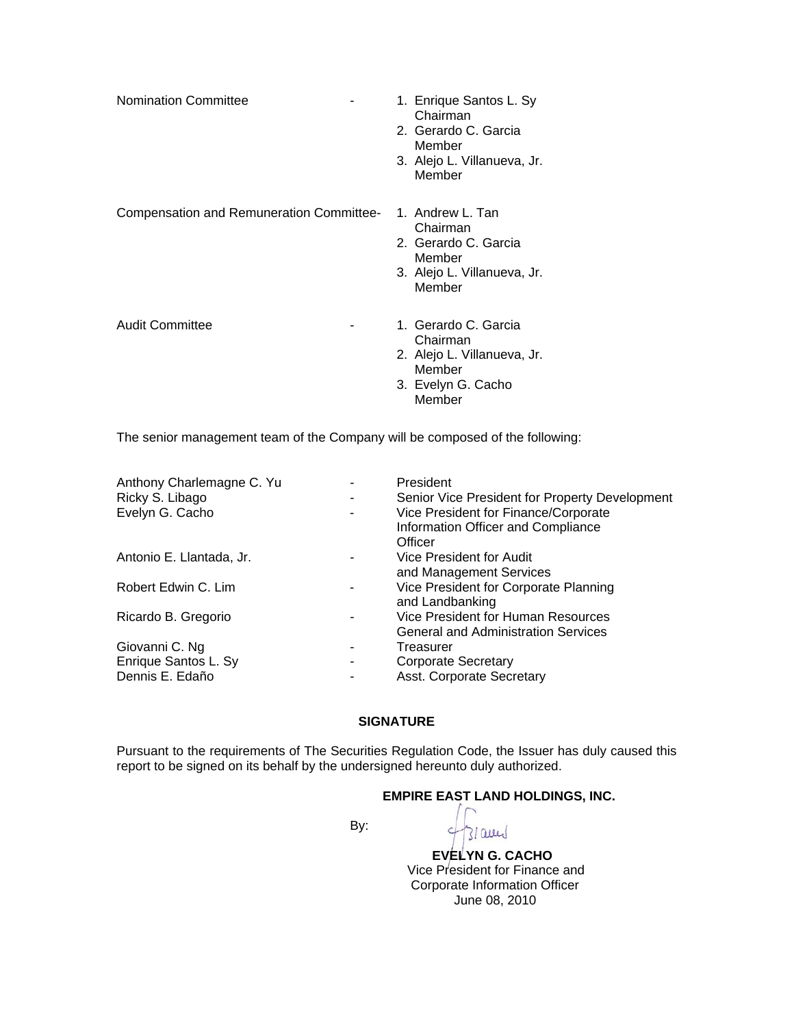Nomination Committee -

1. Enrique Santos L. Sy
   Chairman
2. Gerardo C. Garcia
   Member
3. Alejo L. Villanueva, Jr.
   Member

Compensation and Remuneration Committee-

1. Andrew L. Tan
   Chairman
2. Gerardo C. Garcia
   Member
3. Alejo L. Villanueva, Jr.
   Member

Audit Committee -

1. Gerardo C. Garcia
   Chairman
2. Alejo L. Villanueva, Jr.
   Member
3. Evelyn G. Cacho
   Member

The senior management team of the Company will be composed of the following:

| | | |
|---|---|---|
| Anthony Charlemagne C. Yu | - | President |
| Ricky S. Libago | - | Senior Vice President for Property Development |
| Evelyn G. Cacho | - | Vice President for Finance/Corporate Information Officer and Compliance Officer |
| Antonio E. Llantada, Jr. | - | Vice President for Audit and Management Services |
| Robert Edwin C. Lim | - | Vice President for Corporate Planning and Landbanking |
| Ricardo B. Gregorio | - | Vice President for Human Resources General and Administration Services |
| Giovanni C. Ng | - | Treasurer |
| Enrique Santos L. Sy | - | Corporate Secretary |
| Dennis E. Edaño | - | Asst. Corporate Secretary |

## SIGNATURE

Pursuant to the requirements of The Securities Regulation Code, the Issuer has duly caused this report to be signed on its behalf by the undersigned hereunto duly authorized.

**EMPIRE EAST LAND HOLDINGS, INC.**

By:

**EVELYN G. CACHO**
Vice President for Finance and
Corporate Information Officer
June 08, 2010